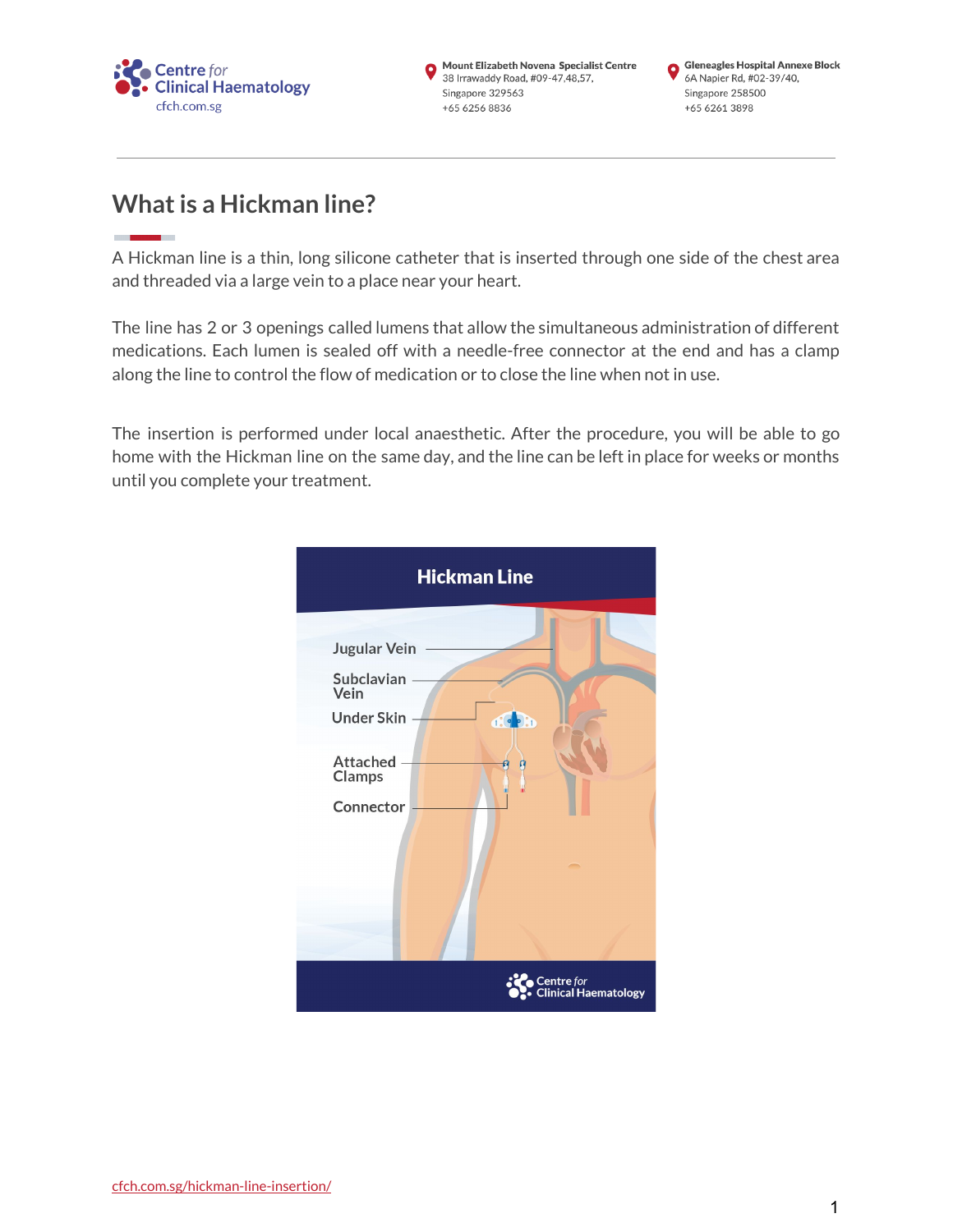# What is a Hickman line?

A Hickman line is a thin, long silicone catheter that is inserted through one side of the chest area and threaded via a large vein to a place near your heart.

The line has 2 or 3 openings called lumens that allow the simultaneous administration of different medications. Each lumen is sealed off with a needle-free connector at the end and has a clamp along the line to control the flow of medication or to close the line when not in use.

The insertion is performed under local anaesthetic. After the procedure, you will be able to go home with the Hickman line on the same day, and the line can be left in place for weeks or months until you complete your treatment.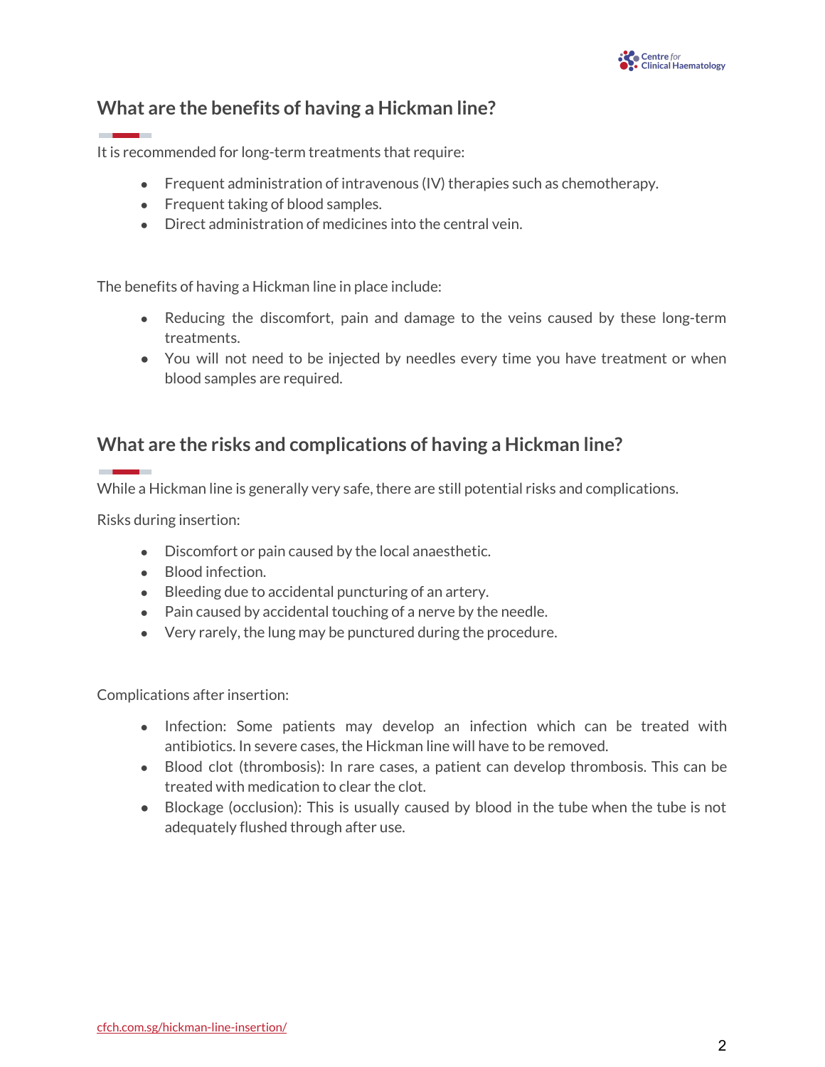## What are the benefits of having a Hickman line?

It is recommended for long-term treatments that require:

- Frequent administration of intravenous (IV) therapies such as chemotherapy.
- Frequent taking of blood samples.
- Direct administration of medicines into the central vein.

The benefits of having a Hickman line in place include:

- Reducing the discomfort, pain and damage to the veins caused by these long-term treatments.
- You will not need to be injected by needles every time you have treatment or when blood samples are required.

## What are the risks and complications of having a Hickman line?

While a Hickman line is generally very safe, there are still potential risks and complications.

Risks during insertion:

- Discomfort or pain caused by the local anaesthetic.
- Blood infection.
- Bleeding due to accidental puncturing of an artery.
- Pain caused by accidental touching of a nerve by the needle.
- Very rarely, the lung may be punctured during the procedure.

Complications after insertion:

- Infection: Some patients may develop an infection which can be treated with antibiotics. In severe cases, the Hickman line will have to be removed.
- Blood clot (thrombosis): In rare cases, a patient can develop thrombosis. This can be treated with medication to clear the clot.
- Blockage (occlusion): This is usually caused by blood in the tube when the tube is not adequately flushed through after use.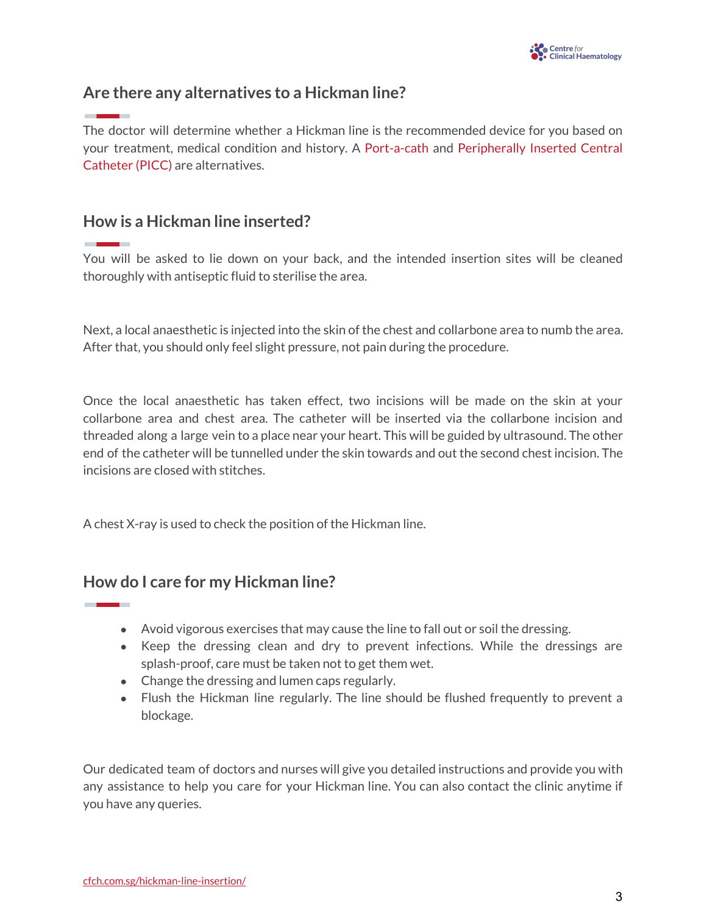## Are there any alternatives to a Hickman line?

The doctor will determine whether a Hickman line is the recommended device for you based on your treatment, medical condition and history. A Port-a-cath and Peripherally Inserted Central Catheter (PICC) are alternatives.

## How is a Hickman line inserted?

You will be asked to lie down on your back, and the intended insertion sites will be cleaned thoroughly with antiseptic fluid to sterilise the area.

Next, a local anaesthetic is injected into the skin of the chest and collarbone area to numb the area. After that, you should only feel slight pressure, not pain during the procedure.

Once the local anaesthetic has taken effect, two incisions will be made on the skin at your collarbone area and chest area. The catheter will be inserted via the collarbone incision and threaded along a large vein to a place near your heart. This will be guided by ultrasound. The other end of the catheter will be tunnelled under the skin towards and out the second chest incision. The incisions are closed with stitches.

A chest X-ray is used to check the position of the Hickman line.

## How do I care for my Hickman line?

- Avoid vigorous exercises that may cause the line to fall out or soil the dressing.
- Keep the dressing clean and dry to prevent infections. While the dressings are splash-proof, care must be taken not to get them wet.
- Change the dressing and lumen caps regularly.
- Flush the Hickman line regularly. The line should be flushed frequently to prevent a blockage.

Our dedicated team of doctors and nurses will give you detailed instructions and provide you with any assistance to help you care for your Hickman line. You can also contact the clinic anytime if you have any queries.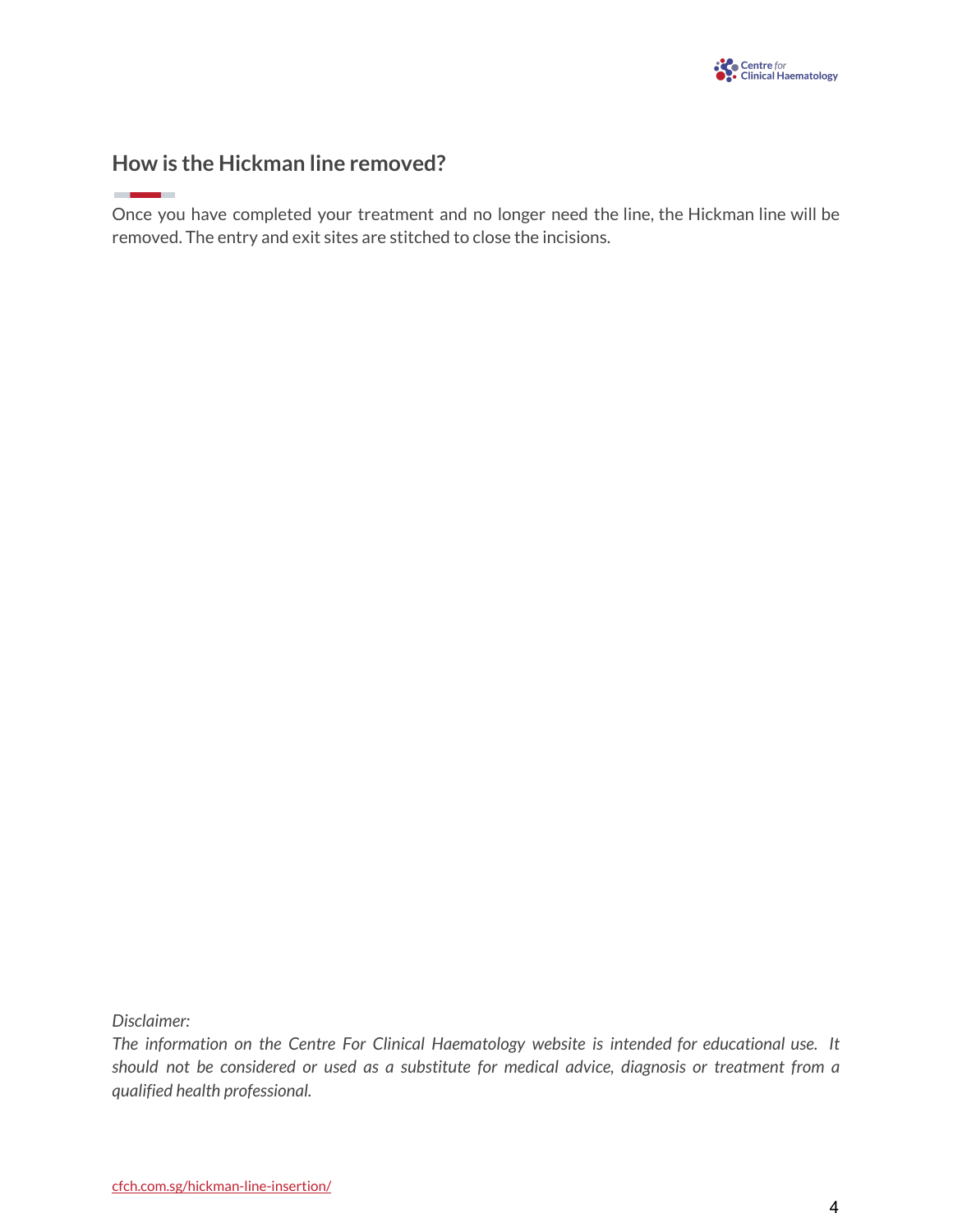## How is the Hickman line removed?

Once you have completed your treatment and no longer need the line, the Hickman line will be removed. The entry and exit sites are stitched to close the incisions.

*Disclaimer:*

*The information on the Centre For Clinical Haematology website is intended for educational use. It should not be considered or used as a substitute for medical advice, diagnosis or treatment from a qualified health professional.*